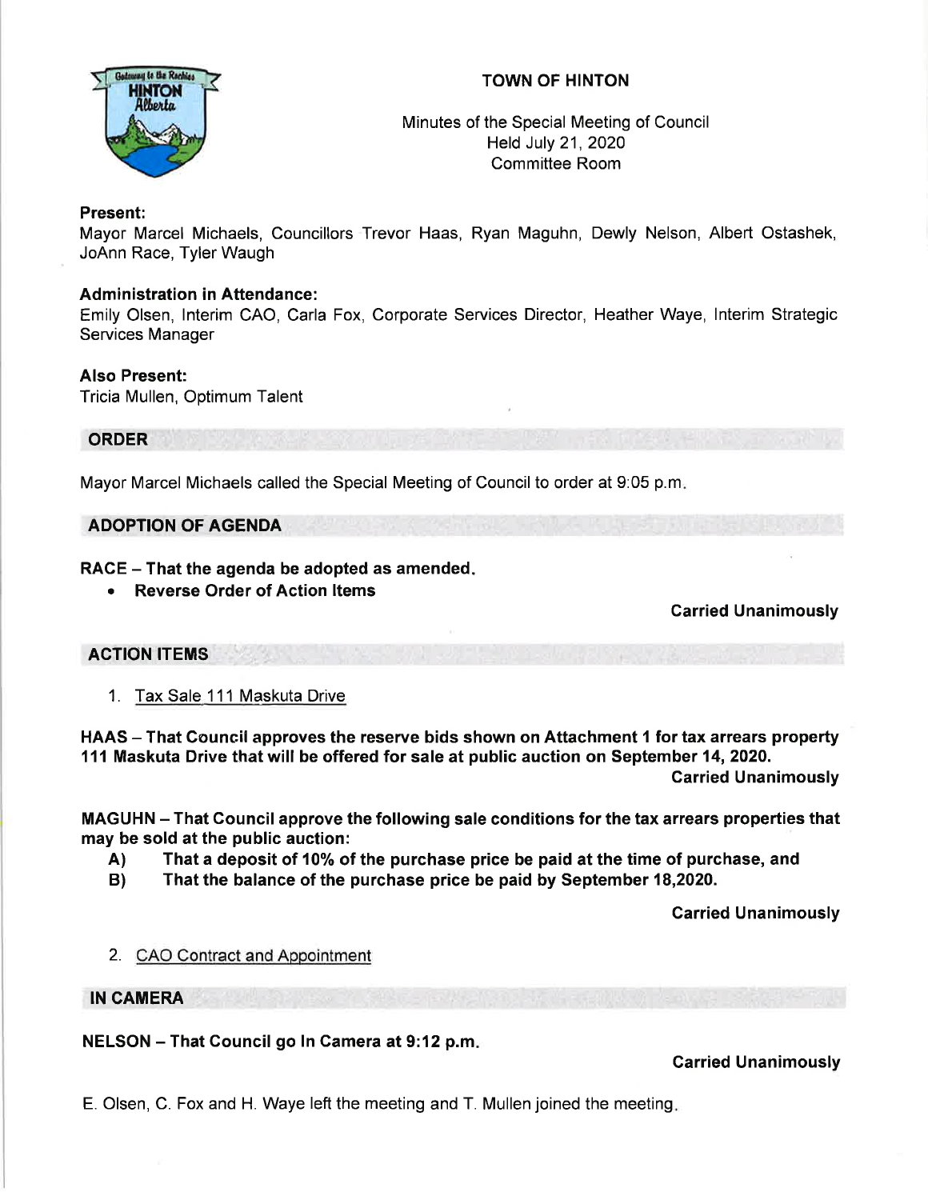# TOWN OF HINTON

Minutes of the Special Meeting of Council
Held July 21, 2020
Committee Room

**Present:**
Mayor Marcel Michaels, Councillors Trevor Haas, Ryan Maguhn, Dewly Nelson, Albert Ostashek, JoAnn Race, Tyler Waugh

**Administration in Attendance:**
Emily Olsen, Interim CAO, Carla Fox, Corporate Services Director, Heather Waye, Interim Strategic Services Manager

**Also Present:**
Tricia Mullen, Optimum Talent

## ORDER

Mayor Marcel Michaels called the Special Meeting of Council to order at 9:05 p.m.

## ADOPTION OF AGENDA

**RACE – That the agenda be adopted as amended.**

- **Reverse Order of Action Items**

**Carried Unanimously**

## ACTION ITEMS

1. Tax Sale 111 Maskuta Drive

**HAAS – That Council approves the reserve bids shown on Attachment 1 for tax arrears property 111 Maskuta Drive that will be offered for sale at public auction on September 14, 2020.**

**Carried Unanimously**

**MAGUHN – That Council approve the following sale conditions for the tax arrears properties that may be sold at the public auction:**

**A) That a deposit of 10% of the purchase price be paid at the time of purchase, and**
**B) That the balance of the purchase price be paid by September 18,2020.**

**Carried Unanimously**

2. CAO Contract and Appointment

## IN CAMERA

**NELSON – That Council go In Camera at 9:12 p.m.**

**Carried Unanimously**

E. Olsen, C. Fox and H. Waye left the meeting and T. Mullen joined the meeting.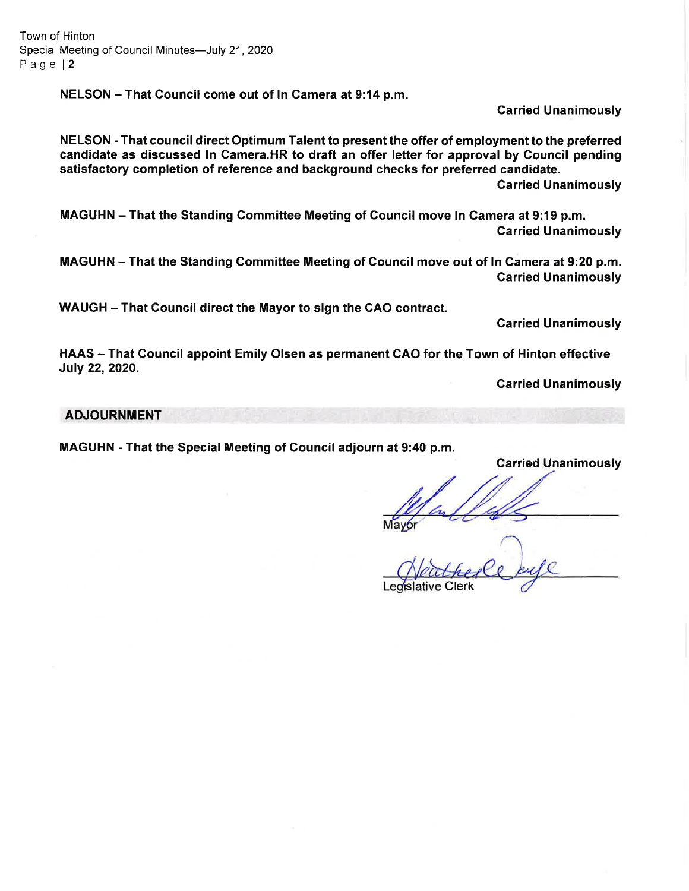**NELSON – That Council come out of In Camera at 9:14 p.m.**

**Carried Unanimously**

**NELSON - That council direct Optimum Talent to present the offer of employment to the preferred candidate as discussed In Camera.HR to draft an offer letter for approval by Council pending satisfactory completion of reference and background checks for preferred candidate.**

**Carried Unanimously**

**MAGUHN – That the Standing Committee Meeting of Council move In Camera at 9:19 p.m.**

**Carried Unanimously**

**MAGUHN – That the Standing Committee Meeting of Council move out of In Camera at 9:20 p.m.**

**Carried Unanimously**

**WAUGH – That Council direct the Mayor to sign the CAO contract.**

**Carried Unanimously**

**HAAS – That Council appoint Emily Olsen as permanent CAO for the Town of Hinton effective July 22, 2020.**

**Carried Unanimously**

## ADJOURNMENT

**MAGUHN - That the Special Meeting of Council adjourn at 9:40 p.m.**

**Carried Unanimously**

Mayor

Legislative Clerk